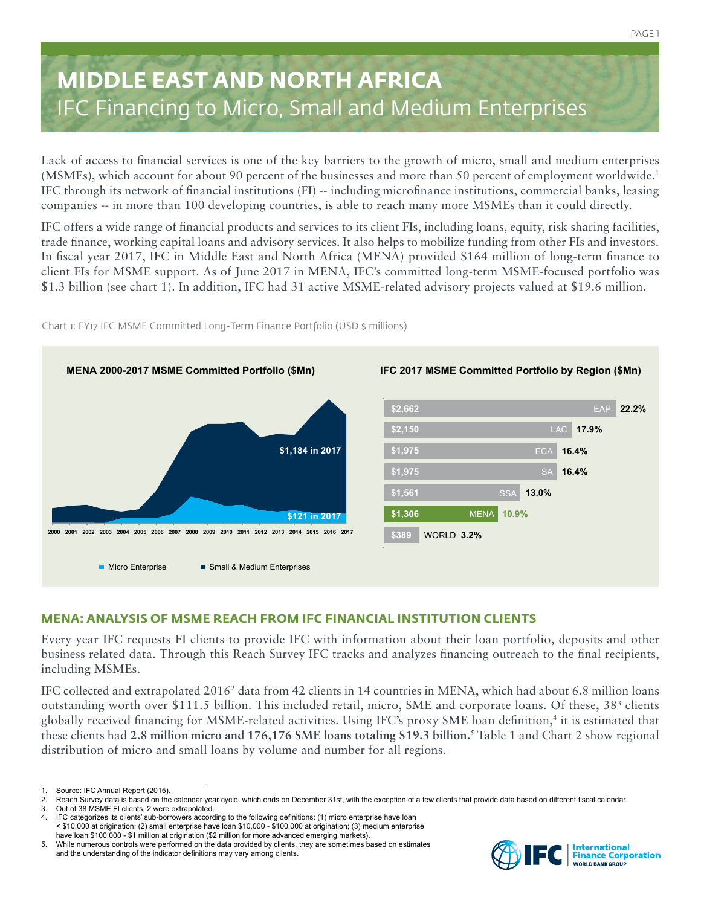# MIDDLE EAST AND NORTH AFRICA

## IFC Financing to Micro, Small and Medium Enterprises

Lack of access to financial services is one of the key barriers to the growth of micro, small and medium enterprises (MSMEs), which account for about 90 percent of the businesses and more than 50 percent of employment worldwide.[1] IFC through its network of financial institutions (FI) -- including microfinance institutions, commercial banks, leasing companies -- in more than 100 developing countries, is able to reach many more MSMEs than it could directly.

IFC offers a wide range of financial products and services to its client FIs, including loans, equity, risk sharing facilities, trade finance, working capital loans and advisory services. It also helps to mobilize funding from other FIs and investors. In fiscal year 2017, IFC in Middle East and North Africa (MENA) provided $164 million of long-term finance to client FIs for MSME support. As of June 2017 in MENA, IFC's committed long-term MSME-focused portfolio was $1.3 billion (see chart 1). In addition, IFC had 31 active MSME-related advisory projects valued at $19.6 million.

Chart 1: FY17 IFC MSME Committed Long-Term Finance Portfolio (USD $ millions)

**MENA 2000-2017 MSME Committed Portfolio ($Mn)**

Years: 2000–2017. $1,184 in 2017 (Small & Medium Enterprises); $121 in 2017 (Micro Enterprise).

Legend: Micro Enterprise; Small & Medium Enterprises

**IFC 2017 MSME Committed Portfolio by Region ($Mn)**

| Region | Amount ($Mn) | Share |
|---|---|---|
| EAP | $2,662 | 22.2% |
| LAC | $2,150 | 17.9% |
| ECA | $1,975 | 16.4% |
| SA | $1,975 | 16.4% |
| SSA | $1,561 | 13.0% |
| MENA | $1,306 | 10.9% |
| WORLD | $389 | 3.2% |

## MENA: ANALYSIS OF MSME REACH FROM IFC FINANCIAL INSTITUTION CLIENTS

Every year IFC requests FI clients to provide IFC with information about their loan portfolio, deposits and other business related data. Through this Reach Survey IFC tracks and analyzes financing outreach to the final recipients, including MSMEs.

IFC collected and extrapolated 2016[2] data from 42 clients in 14 countries in MENA, which had about 6.8 million loans outstanding worth over $111.5 billion. This included retail, micro, SME and corporate loans. Of these, 38[3] clients globally received financing for MSME-related activities. Using IFC's proxy SME loan definition,[4] it is estimated that these clients had **2.8 million micro and 176,176 SME loans totaling $19.3 billion.**[5] Table 1 and Chart 2 show regional distribution of micro and small loans by volume and number for all regions.

---

1. Source: IFC Annual Report (2015).
2. Reach Survey data is based on the calendar year cycle, which ends on December 31st, with the exception of a few clients that provide data based on different fiscal calendar.
3. Out of 38 MSME FI clients, 2 were extrapolated.
4. IFC categorizes its clients' sub-borrowers according to the following definitions: (1) micro enterprise have loan < $10,000 at origination; (2) small enterprise have loan $10,000 - $100,000 at origination; (3) medium enterprise have loan $100,000 - $1 million at origination ($2 million for more advanced emerging markets).
5. While numerous controls were performed on the data provided by clients, they are sometimes based on estimates and the understanding of the indicator definitions may vary among clients.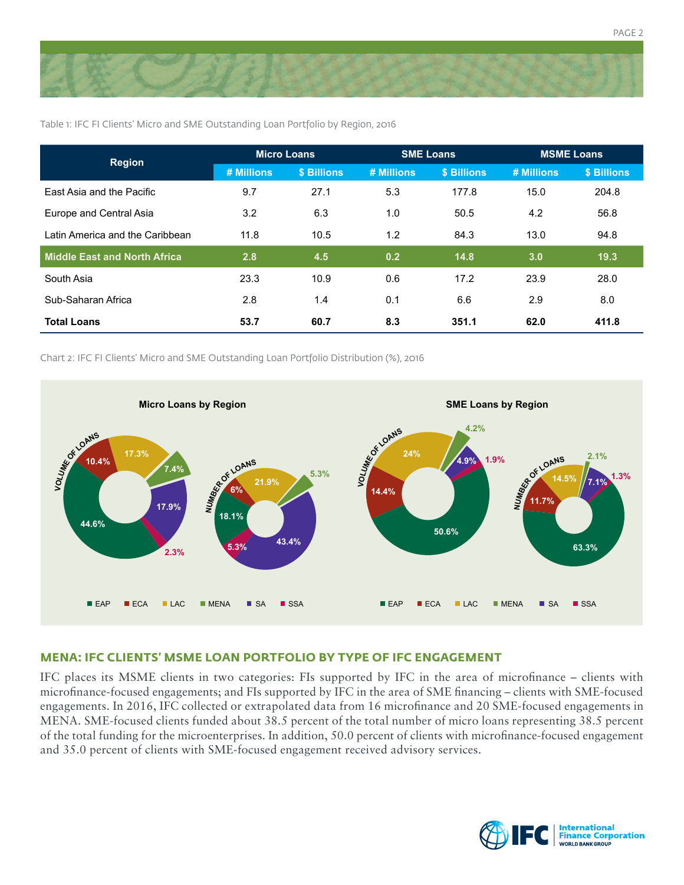Table 1: IFC FI Clients' Micro and SME Outstanding Loan Portfolio by Region, 2016

| Region | Micro Loans | | SME Loans | | MSME Loans | |
|---|---|---|---|---|---|---|
| | # Millions | $ Billions | # Millions | $ Billions | # Millions | $ Billions |
| East Asia and the Pacific | 9.7 | 27.1 | 5.3 | 177.8 | 15.0 | 204.8 |
| Europe and Central Asia | 3.2 | 6.3 | 1.0 | 50.5 | 4.2 | 56.8 |
| Latin America and the Caribbean | 11.8 | 10.5 | 1.2 | 84.3 | 13.0 | 94.8 |
| **Middle East and North Africa** | **2.8** | **4.5** | **0.2** | **14.8** | **3.0** | **19.3** |
| South Asia | 23.3 | 10.9 | 0.6 | 17.2 | 23.9 | 28.0 |
| Sub-Saharan Africa | 2.8 | 1.4 | 0.1 | 6.6 | 2.9 | 8.0 |
| **Total Loans** | **53.7** | **60.7** | **8.3** | **351.1** | **62.0** | **411.8** |

Chart 2: IFC FI Clients' Micro and SME Outstanding Loan Portfolio Distribution (%), 2016

**Micro Loans by Region**

| Region | Volume of Loans | Number of Loans |
|---|---|---|
| EAP | 44.6% | 18.1% |
| ECA | 10.4% | 6% |
| LAC | 17.3% | 21.9% |
| MENA | 7.4% | 5.3% |
| SA | 17.9% | 43.4% |
| SSA | 2.3% | 5.3% |

**SME Loans by Region**

| Region | Volume of Loans | Number of Loans |
|---|---|---|
| EAP | 50.6% | 63.3% |
| ECA | 14.4% | 11.7% |
| LAC | 24% | 14.5% |
| MENA | 4.2% | 2.1% |
| SA | 4.9% | 7.1% |
| SSA | 1.9% | 1.3% |

## MENA: IFC CLIENTS' MSME LOAN PORTFOLIO BY TYPE OF IFC ENGAGEMENT

IFC places its MSME clients in two categories: FIs supported by IFC in the area of microfinance – clients with microfinance-focused engagements; and FIs supported by IFC in the area of SME financing – clients with SME-focused engagements. In 2016, IFC collected or extrapolated data from 16 microfinance and 20 SME-focused engagements in MENA. SME-focused clients funded about 38.5 percent of the total number of micro loans representing 38.5 percent of the total funding for the microenterprises. In addition, 50.0 percent of clients with microfinance-focused engagement and 35.0 percent of clients with SME-focused engagement received advisory services.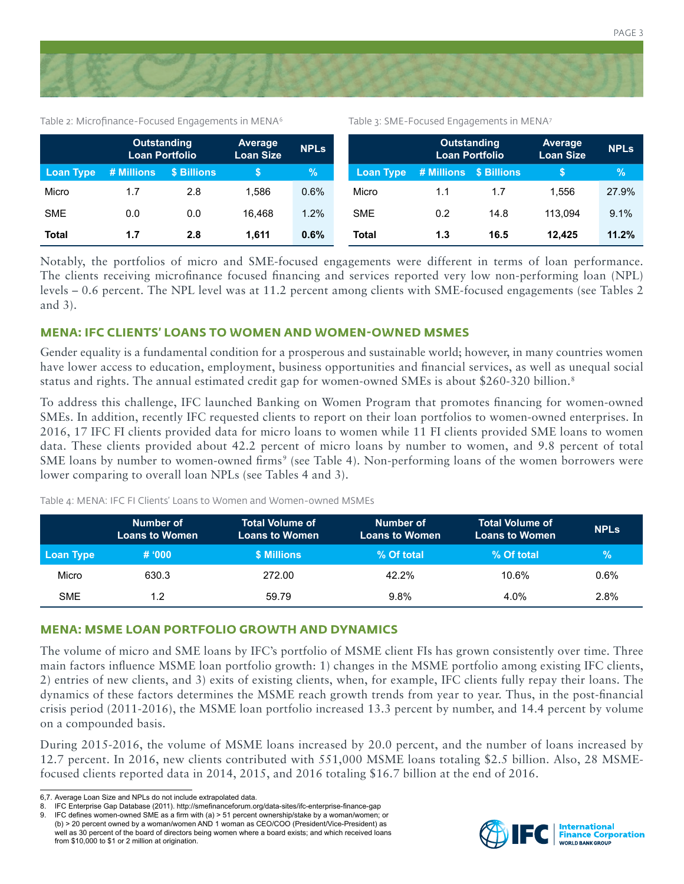Table 2: Microfinance-Focused Engagements in MENA[6]

| | Outstanding Loan Portfolio | | Average Loan Size | NPLs |
|---|---|---|---|---|
| Loan Type | # Millions | $ Billions | $ | % |
| Micro | 1.7 | 2.8 | 1,586 | 0.6% |
| SME | 0.0 | 0.0 | 16,468 | 1.2% |
| **Total** | **1.7** | **2.8** | **1,611** | **0.6%** |

Table 3: SME-Focused Engagements in MENA[7]

| | Outstanding Loan Portfolio | | Average Loan Size | NPLs |
|---|---|---|---|---|
| Loan Type | # Millions | $ Billions | $ | % |
| Micro | 1.1 | 1.7 | 1,556 | 27.9% |
| SME | 0.2 | 14.8 | 113,094 | 9.1% |
| **Total** | **1.3** | **16.5** | **12,425** | **11.2%** |

Notably, the portfolios of micro and SME-focused engagements were different in terms of loan performance. The clients receiving microfinance focused financing and services reported very low non-performing loan (NPL) levels – 0.6 percent. The NPL level was at 11.2 percent among clients with SME-focused engagements (see Tables 2 and 3).

## MENA: IFC CLIENTS' LOANS TO WOMEN AND WOMEN-OWNED MSMES

Gender equality is a fundamental condition for a prosperous and sustainable world; however, in many countries women have lower access to education, employment, business opportunities and financial services, as well as unequal social status and rights. The annual estimated credit gap for women-owned SMEs is about $260-320 billion.[8]

To address this challenge, IFC launched Banking on Women Program that promotes financing for women-owned SMEs. In addition, recently IFC requested clients to report on their loan portfolios to women-owned enterprises. In 2016, 17 IFC FI clients provided data for micro loans to women while 11 FI clients provided SME loans to women data. These clients provided about 42.2 percent of micro loans by number to women, and 9.8 percent of total SME loans by number to women-owned firms[9] (see Table 4). Non-performing loans of the women borrowers were lower comparing to overall loan NPLs (see Tables 4 and 3).

Table 4: MENA: IFC FI Clients' Loans to Women and Women-owned MSMEs

| | Number of Loans to Women | Total Volume of Loans to Women | Number of Loans to Women | Total Volume of Loans to Women | NPLs |
|---|---|---|---|---|---|
| Loan Type | # '000 | $ Millions | % Of total | % Of total | % |
| Micro | 630.3 | 272.00 | 42.2% | 10.6% | 0.6% |
| SME | 1.2 | 59.79 | 9.8% | 4.0% | 2.8% |

## MENA: MSME LOAN PORTFOLIO GROWTH AND DYNAMICS

The volume of micro and SME loans by IFC's portfolio of MSME client FIs has grown consistently over time. Three main factors influence MSME loan portfolio growth: 1) changes in the MSME portfolio among existing IFC clients, 2) entries of new clients, and 3) exits of existing clients, when, for example, IFC clients fully repay their loans. The dynamics of these factors determines the MSME reach growth trends from year to year. Thus, in the post-financial crisis period (2011-2016), the MSME loan portfolio increased 13.3 percent by number, and 14.4 percent by volume on a compounded basis.

During 2015-2016, the volume of MSME loans increased by 20.0 percent, and the number of loans increased by 12.7 percent. In 2016, new clients contributed with 551,000 MSME loans totaling $2.5 billion. Also, 28 MSME-focused clients reported data in 2014, 2015, and 2016 totaling $16.7 billion at the end of 2016.

---

6,7. Average Loan Size and NPLs do not include extrapolated data.
8. IFC Enterprise Gap Database (2011). http://smefinanceforum.org/data-sites/ifc-enterprise-finance-gap
9. IFC defines women-owned SME as a firm with (a) > 51 percent ownership/stake by a woman/women; or (b) > 20 percent owned by a woman/women AND 1 woman as CEO/COO (President/Vice-President) as well as 30 percent of the board of directors being women where a board exists; and which received loans from $10,000 to $1 or 2 million at origination.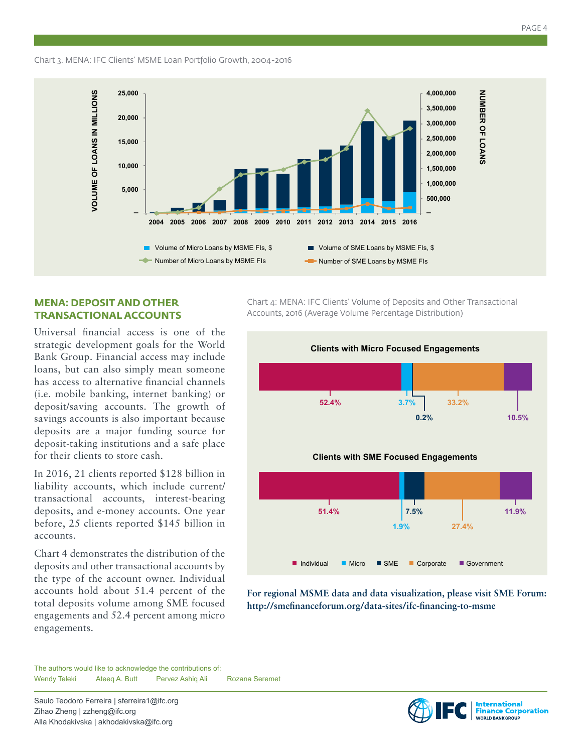Chart 3. MENA: IFC Clients' MSME Loan Portfolio Growth, 2004-2016

VOLUME OF LOANS IN MILLIONS

25,000
20,000
15,000
10,000
5,000
–

NUMBER OF LOANS

4,000,000
3,500,000
3,000,000
2,500,000
2,000,000
1,500,000
1,000,000
500,000
–

2004 2005 2006 2007 2008 2009 2010 2011 2012 2013 2014 2015 2016

Volume of Micro Loans by MSME FIs, $
Volume of SME Loans by MSME FIs, $
Number of Micro Loans by MSME FIs
Number of SME Loans by MSME FIs

## MENA: DEPOSIT AND OTHER TRANSACTIONAL ACCOUNTS

Universal financial access is one of the strategic development goals for the World Bank Group. Financial access may include loans, but can also simply mean someone has access to alternative financial channels (i.e. mobile banking, internet banking) or deposit/saving accounts. The growth of savings accounts is also important because deposits are a major funding source for deposit-taking institutions and a safe place for their clients to store cash.

In 2016, 21 clients reported $128 billion in liability accounts, which include current/transactional accounts, interest-bearing deposits, and e-money accounts. One year before, 25 clients reported $145 billion in accounts.

Chart 4 demonstrates the distribution of the deposits and other transactional accounts by the type of the account owner. Individual accounts hold about 51.4 percent of the total deposits volume among SME focused engagements and 52.4 percent among micro engagements.

Chart 4: MENA: IFC Clients' Volume of Deposits and Other Transactional Accounts, 2016 (Average Volume Percentage Distribution)

Clients with Micro Focused Engagements

52.4%
3.7%
0.2%
33.2%
10.5%

Clients with SME Focused Engagements

51.4%
1.9%
7.5%
27.4%
11.9%

Individual
Micro
SME
Corporate
Government

**For regional MSME data and data visualization, please visit SME Forum: http://smefinanceforum.org/data-sites/ifc-financing-to-msme**

The authors would like to acknowledge the contributions of:
Wendy Teleki    Ateeq A. Butt    Pervez Ashiq Ali    Rozana Seremet

Saulo Teodoro Ferreira | sferreira1@ifc.org
Zihao Zheng | zzheng@ifc.org
Alla Khodakivska | akhodakivska@ifc.org

IFC International Finance Corporation WORLD BANK GROUP